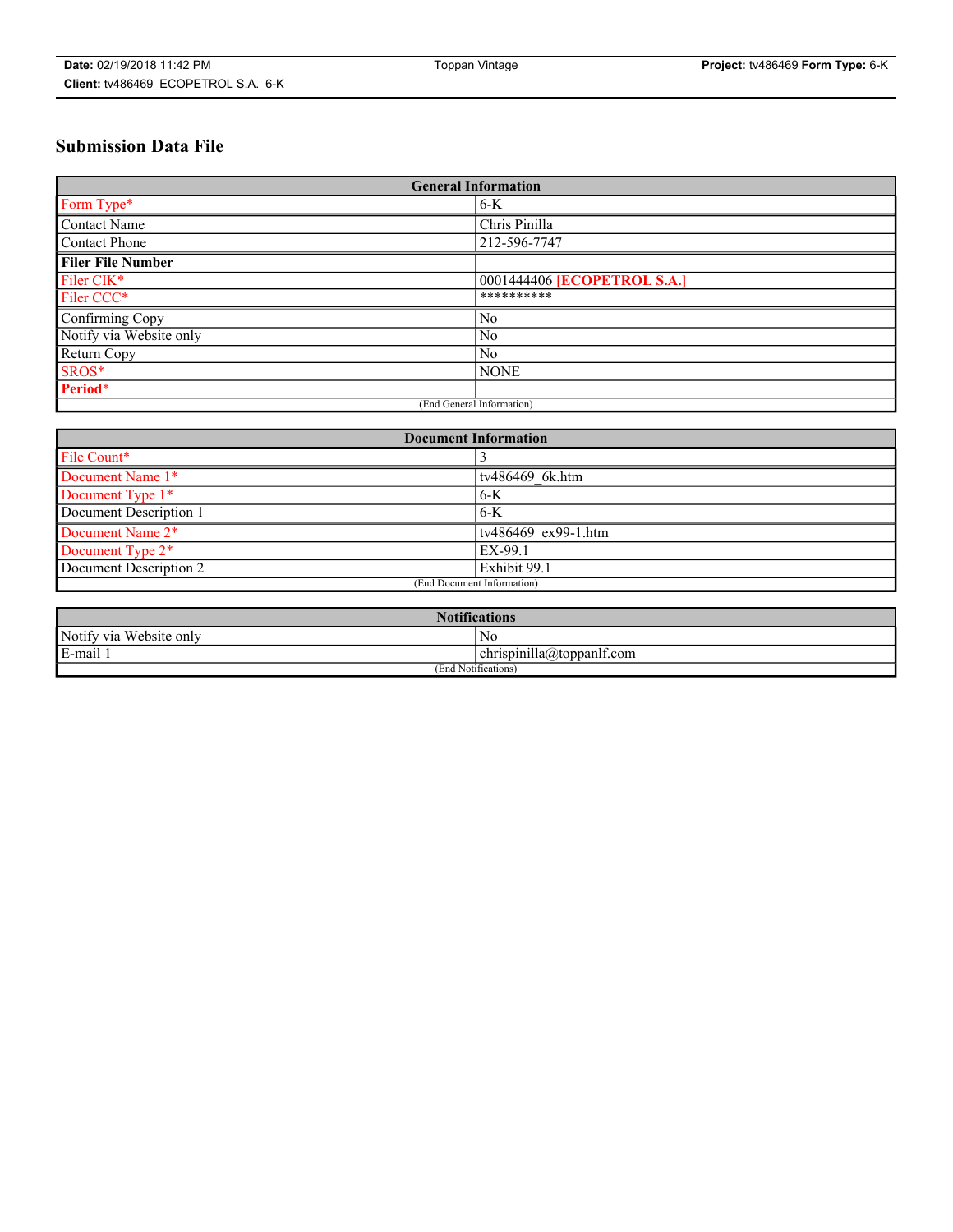Date: 02/19/2018 11:42 PM | Toppan Vintage | Project: tv486469 Form Type: 6-K
Client: tv486469_ECOPETROL S.A._6-K

## Submission Data File

| General Information | |
|---|---|
| Form Type* | 6-K |
| Contact Name | Chris Pinilla |
| Contact Phone | 212-596-7747 |
| **Filer File Number** | |
| Filer CIK* | 0001444406 **[ECOPETROL S.A.]** |
| Filer CCC* | ********** |
| Confirming Copy | No |
| Notify via Website only | No |
| Return Copy | No |
| SROS* | NONE |
| **Period*** | |
| (End General Information) | |

| Document Information | |
|---|---|
| File Count* | 3 |
| Document Name 1* | tv486469_6k.htm |
| Document Type 1* | 6-K |
| Document Description 1 | 6-K |
| Document Name 2* | tv486469_ex99-1.htm |
| Document Type 2* | EX-99.1 |
| Document Description 2 | Exhibit 99.1 |
| (End Document Information) | |

| Notifications | |
|---|---|
| Notify via Website only | No |
| E-mail 1 | chrispinilla@toppanlf.com |
| (End Notifications) | |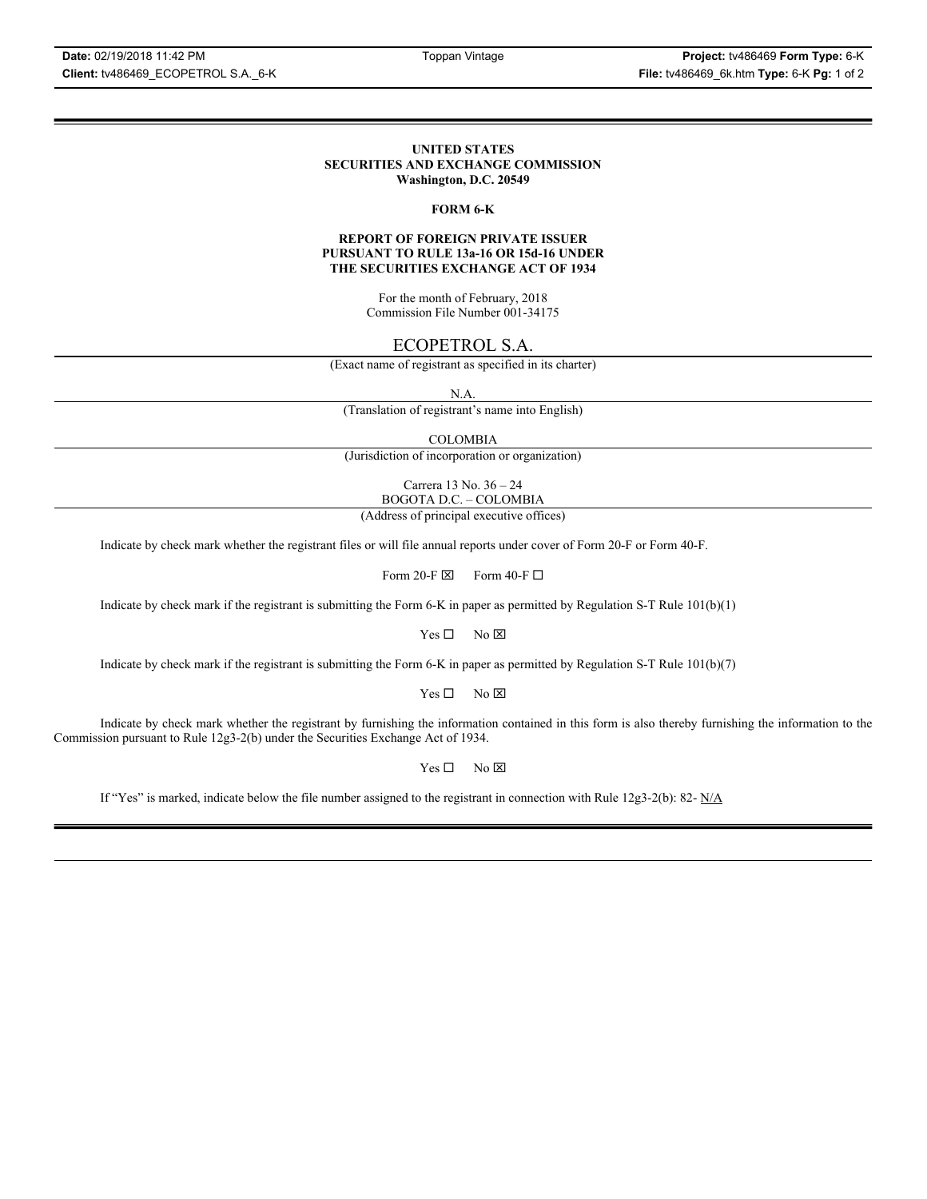# UNITED STATES
# SECURITIES AND EXCHANGE COMMISSION
**Washington, D.C. 20549**

**FORM 6-K**

**REPORT OF FOREIGN PRIVATE ISSUER**
**PURSUANT TO RULE 13a-16 OR 15d-16 UNDER**
**THE SECURITIES EXCHANGE ACT OF 1934**

For the month of February, 2018
Commission File Number 001-34175

ECOPETROL S.A.

(Exact name of registrant as specified in its charter)

N.A.

(Translation of registrant's name into English)

COLOMBIA

(Jurisdiction of incorporation or organization)

Carrera 13 No. 36 – 24
BOGOTA D.C. – COLOMBIA

(Address of principal executive offices)

Indicate by check mark whether the registrant files or will file annual reports under cover of Form 20-F or Form 40-F.

Form 20-F ☒ Form 40-F ☐

Indicate by check mark if the registrant is submitting the Form 6-K in paper as permitted by Regulation S-T Rule 101(b)(1)

Yes ☐ No ☒

Indicate by check mark if the registrant is submitting the Form 6-K in paper as permitted by Regulation S-T Rule 101(b)(7)

Yes ☐ No ☒

Indicate by check mark whether the registrant by furnishing the information contained in this form is also thereby furnishing the information to the Commission pursuant to Rule 12g3-2(b) under the Securities Exchange Act of 1934.

Yes ☐ No ☒

If "Yes" is marked, indicate below the file number assigned to the registrant in connection with Rule 12g3-2(b): 82- N/A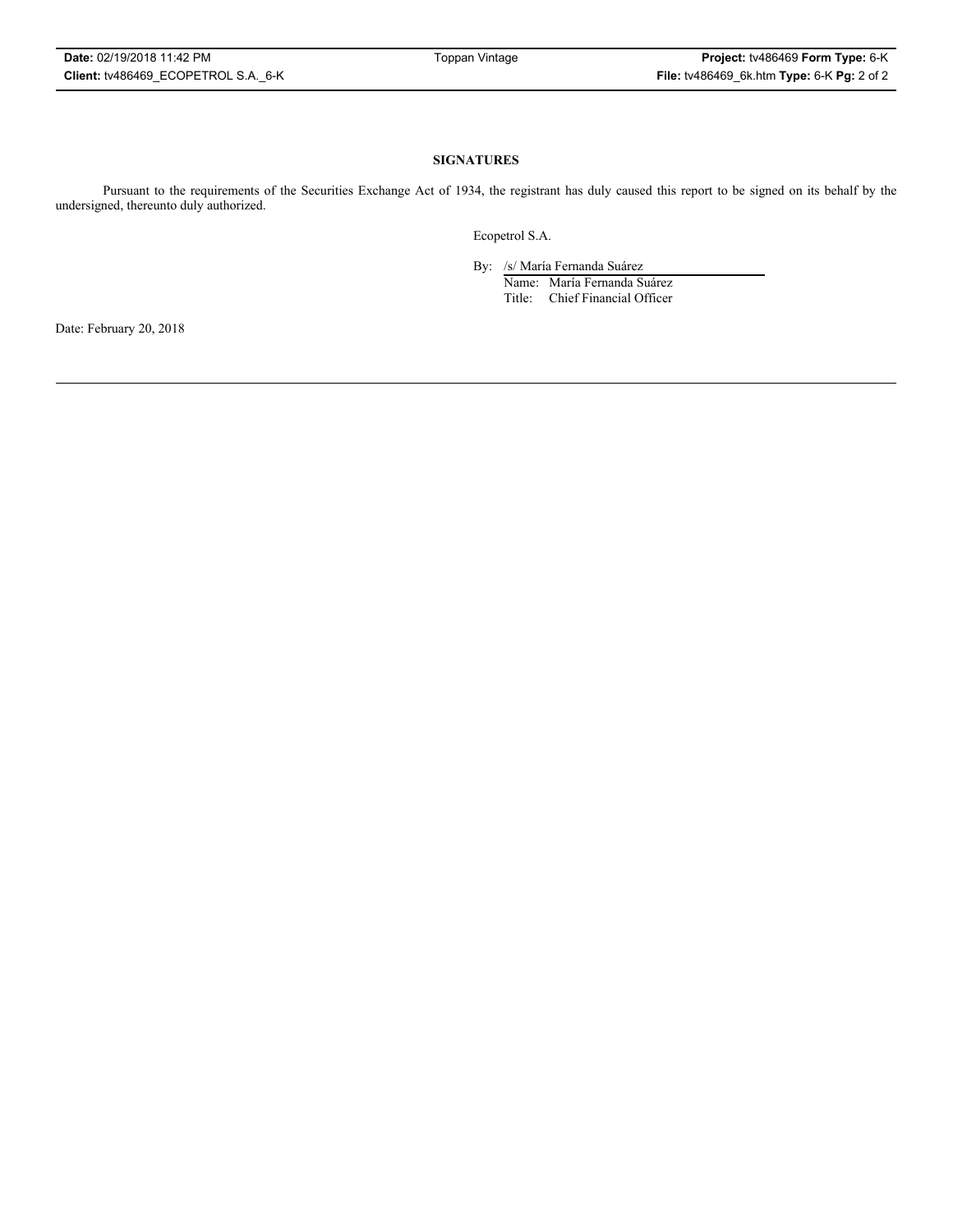**SIGNATURES**

Pursuant to the requirements of the Securities Exchange Act of 1934, the registrant has duly caused this report to be signed on its behalf by the undersigned, thereunto duly authorized.

Ecopetrol S.A.

By: /s/ María Fernanda Suárez

Name: María Fernanda Suárez

Title: Chief Financial Officer

Date: February 20, 2018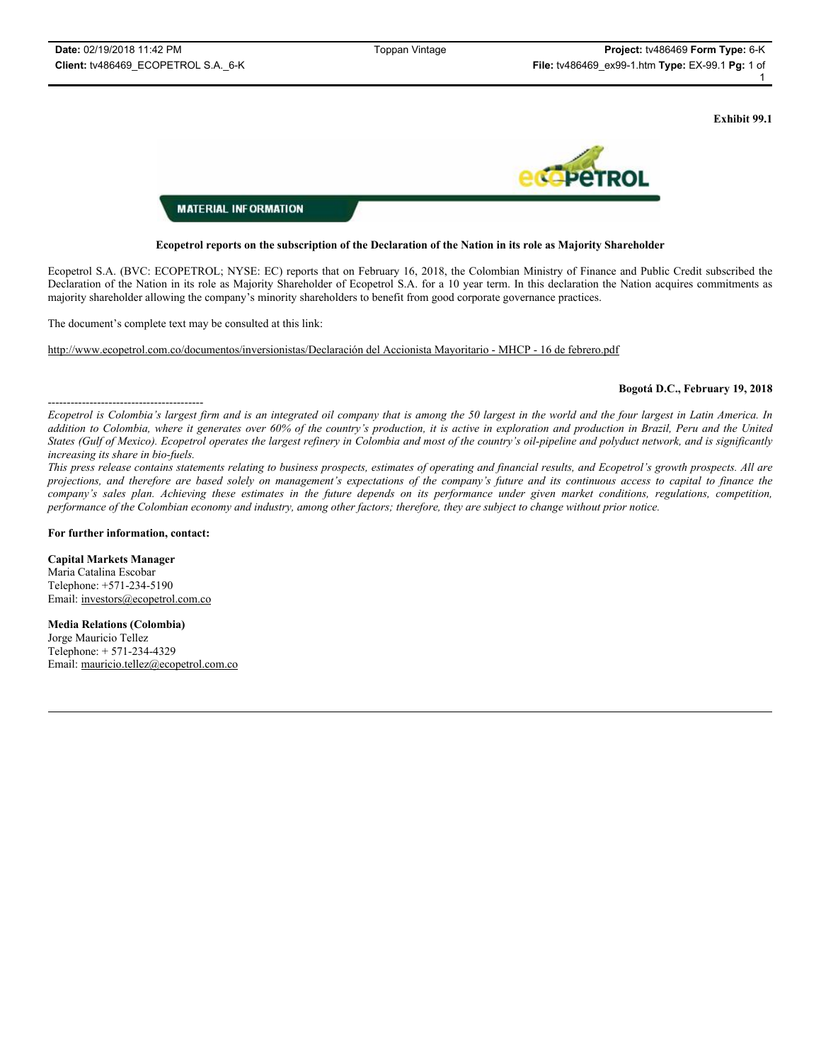**Exhibit 99.1**

**MATERIAL INFORMATION**

**Ecopetrol reports on the subscription of the Declaration of the Nation in its role as Majority Shareholder**

Ecopetrol S.A. (BVC: ECOPETROL; NYSE: EC) reports that on February 16, 2018, the Colombian Ministry of Finance and Public Credit subscribed the Declaration of the Nation in its role as Majority Shareholder of Ecopetrol S.A. for a 10 year term. In this declaration the Nation acquires commitments as majority shareholder allowing the company's minority shareholders to benefit from good corporate governance practices.

The document's complete text may be consulted at this link:

http://www.ecopetrol.com.co/documentos/inversionistas/Declaración del Accionista Mayoritario - MHCP - 16 de febrero.pdf

**Bogotá D.C., February 19, 2018**

-----------------------------------------

*Ecopetrol is Colombia's largest firm and is an integrated oil company that is among the 50 largest in the world and the four largest in Latin America. In addition to Colombia, where it generates over 60% of the country's production, it is active in exploration and production in Brazil, Peru and the United States (Gulf of Mexico). Ecopetrol operates the largest refinery in Colombia and most of the country's oil-pipeline and polyduct network, and is significantly increasing its share in bio-fuels.*

*This press release contains statements relating to business prospects, estimates of operating and financial results, and Ecopetrol's growth prospects. All are projections, and therefore are based solely on management's expectations of the company's future and its continuous access to capital to finance the company's sales plan. Achieving these estimates in the future depends on its performance under given market conditions, regulations, competition, performance of the Colombian economy and industry, among other factors; therefore, they are subject to change without prior notice.*

**For further information, contact:**

**Capital Markets Manager**
Maria Catalina Escobar
Telephone: +571-234-5190
Email: investors@ecopetrol.com.co

**Media Relations (Colombia)**
Jorge Mauricio Tellez
Telephone: + 571-234-4329
Email: mauricio.tellez@ecopetrol.com.co